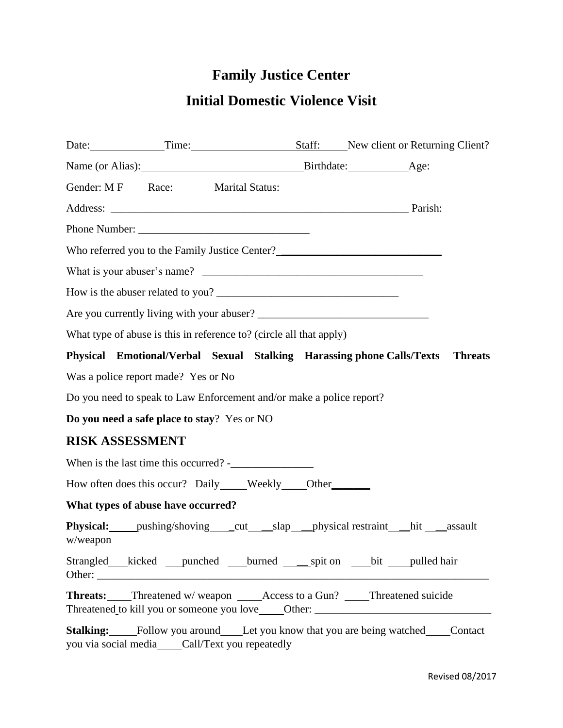# Family Justice Center

## Initial Domestic Violence Visit

Date:______________Time:____________________Staff:_____New client or Returning Client?

Name (or Alias):______________________________Birthdate:___________Age:

Gender: M F    Race:    Marital Status:

Address: _______________________________________________________ Parish:

Phone Number: ________________________________

Who referred you to the Family Justice Center? ______________________________

What is your abuser's name? _________________________________________

How is the abuser related to you? __________________________________

Are you currently living with your abuser? ________________________________

What type of abuse is this in reference to? (circle all that apply)

**Physical  Emotional/Verbal  Sexual  Stalking  Harassing phone Calls/Texts  Threats**

Was a police report made? Yes or No

Do you need to speak to Law Enforcement and/or make a police report?

**Do you need a safe place to stay**? Yes or NO

## RISK ASSESSMENT

When is the last time this occurred? -_______________

How often does this occur? Daily_____Weekly_____Other_______

**What types of abuse have occurred?**

**Physical:**_____pushing/shoving____cut____slap____physical restraint____hit____assault w/weapon

Strangled____kicked ____punched ____burned ____spit on ____bit ____pulled hair

Other: ___________________________________________________________________________

**Threats:**_____Threatened w/ weapon _____Access to a Gun? _____Threatened suicide

Threatened to kill you or someone you love_____Other: _________________________________

**Stalking:**_____Follow you around____Let you know that you are being watched_____Contact you via social media_____Call/Text you repeatedly

Revised 08/2017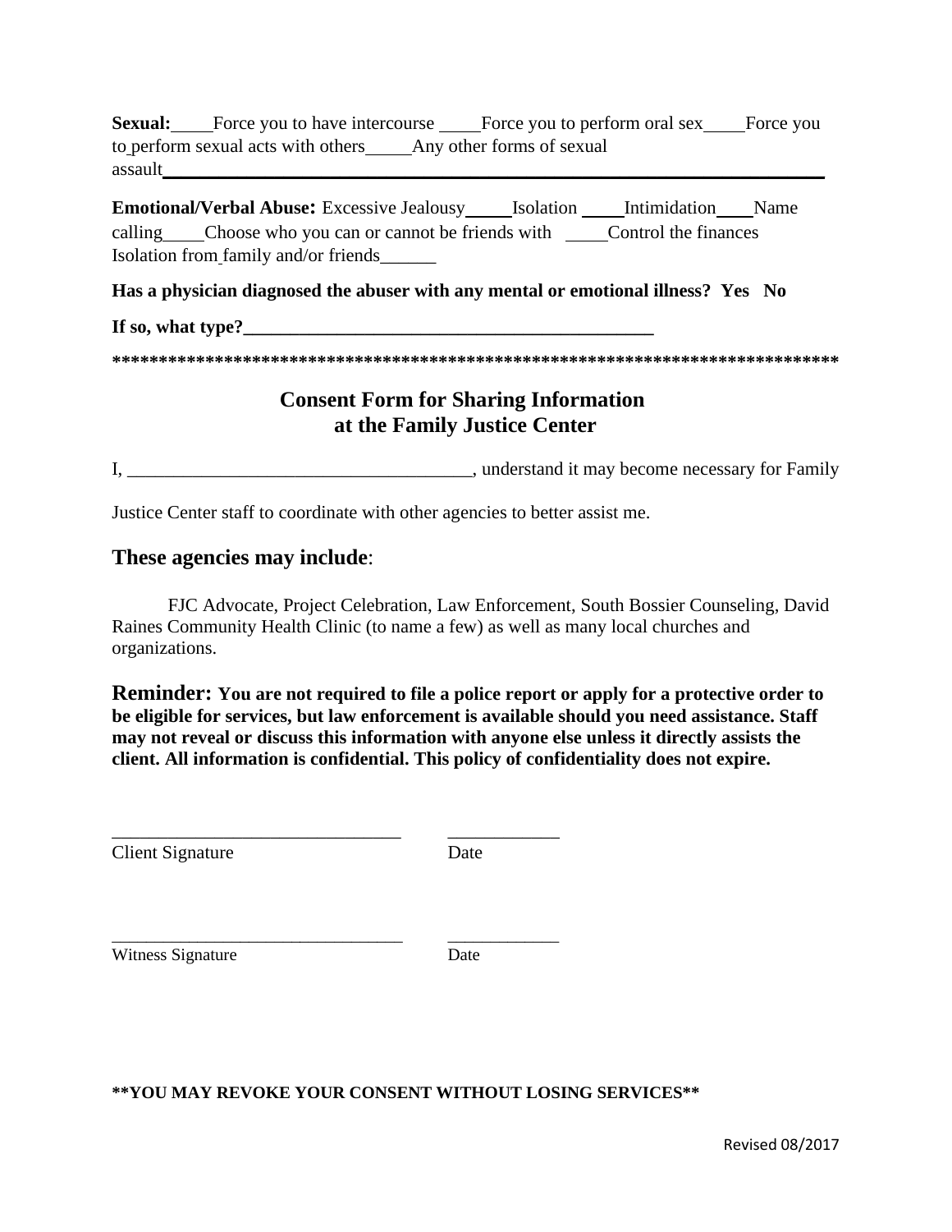**Sexual:**____Force you to have intercourse ____Force you to perform oral sex____Force you to perform sexual acts with others_____Any other forms of sexual assault__________________________________________________________________________

**Emotional/Verbal Abuse:** Excessive Jealousy_____Isolation _____Intimidation____Name calling____Choose who you can or cannot be friends with ____Control the finances Isolation from family and/or friends______

**Has a physician diagnosed the abuser with any mental or emotional illness? Yes No**

**If so, what type?_____________________________________________**

**\*\*\*\*\*\*\*\*\*\*\*\*\*\*\*\*\*\*\*\*\*\*\*\*\*\*\*\*\*\*\*\*\*\*\*\*\*\*\*\*\*\*\*\*\*\*\*\*\*\*\*\*\*\*\*\*\*\*\*\*\*\*\*\*\*\*\*\*\*\*\*\*\*\*\*\*\*\*\*\*\***

## Consent Form for Sharing Information at the Family Justice Center

I, _____________________________________, understand it may become necessary for Family Justice Center staff to coordinate with other agencies to better assist me.

### These agencies may include:

FJC Advocate, Project Celebration, Law Enforcement, South Bossier Counseling, David Raines Community Health Clinic (to name a few) as well as many local churches and organizations.

**Reminder: You are not required to file a police report or apply for a protective order to be eligible for services, but law enforcement is available should you need assistance. Staff may not reveal or discuss this information with anyone else unless it directly assists the client. All information is confidential. This policy of confidentiality does not expire.**

_______________________________ ____________
Client Signature Date

_______________________________ ____________
Witness Signature Date

**\*\*YOU MAY REVOKE YOUR CONSENT WITHOUT LOSING SERVICES\*\***

Revised 08/2017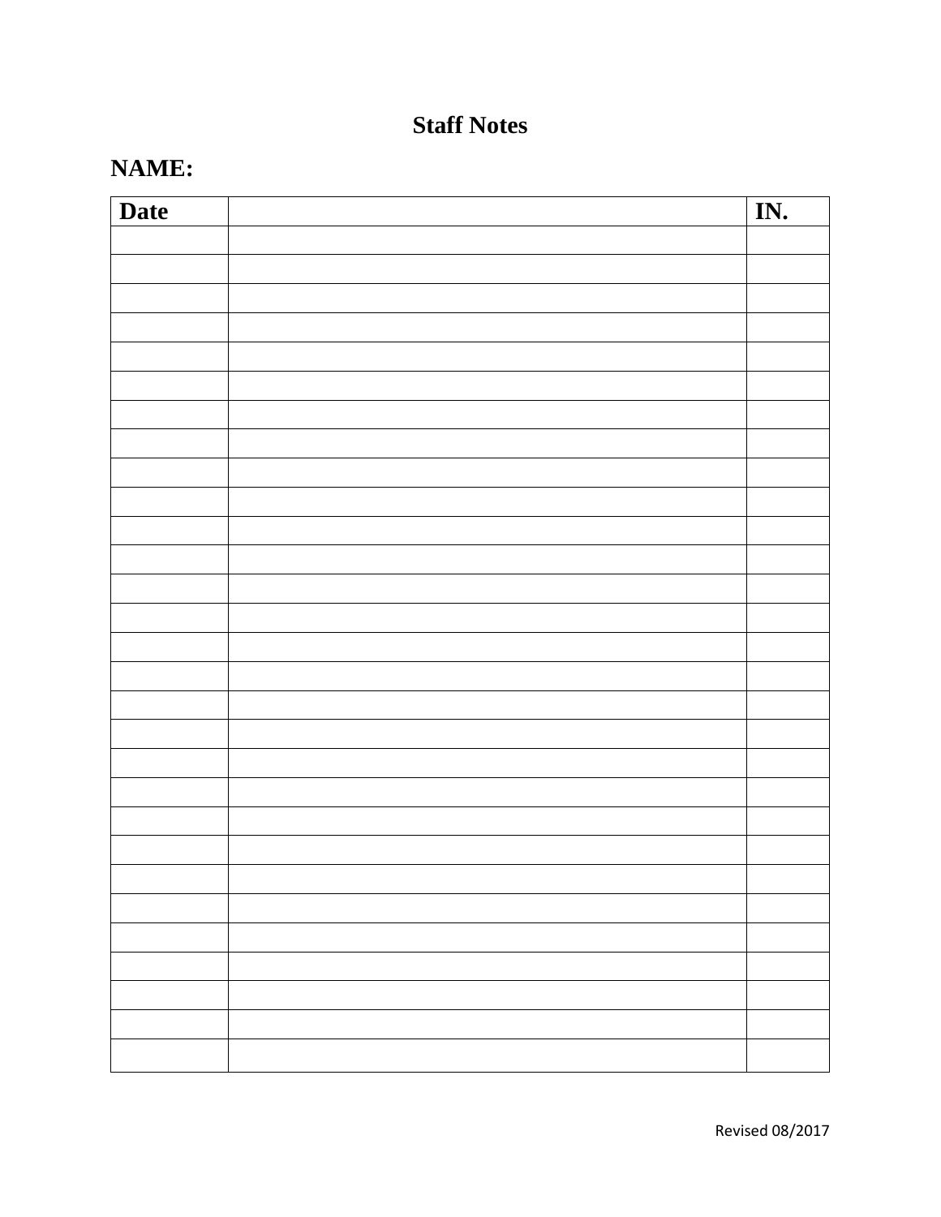# Staff Notes

## NAME:

| Date | | IN. |
|---|---|---|
| | | |
| | | |
| | | |
| | | |
| | | |
| | | |
| | | |
| | | |
| | | |
| | | |
| | | |
| | | |
| | | |
| | | |
| | | |
| | | |
| | | |
| | | |
| | | |
| | | |
| | | |
| | | |
| | | |
| | | |
| | | |
| | | |
| | | |
| | | |
| | | |

Revised 08/2017